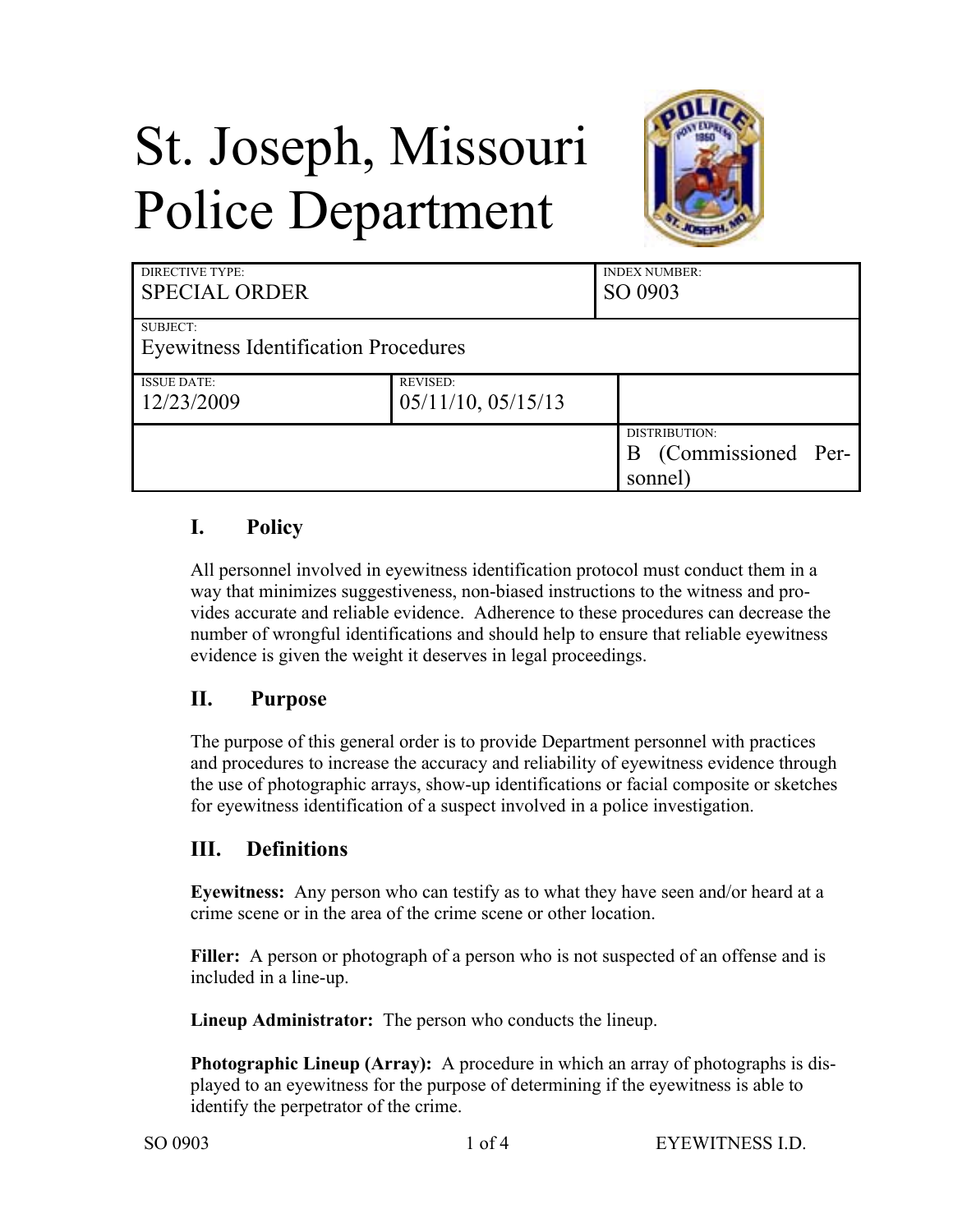# St. Joseph, Missouri Police Department

| DIRECTIVE TYPE: SPECIAL ORDER | | INDEX NUMBER: SO 0903 |
| --- | --- | --- |
| SUBJECT: Eyewitness Identification Procedures | | |
| ISSUE DATE: 12/23/2009 | REVISED: 05/11/10, 05/15/13 | |
| | | DISTRIBUTION: B (Commissioned Personnel) |

## I. Policy

All personnel involved in eyewitness identification protocol must conduct them in a way that minimizes suggestiveness, non-biased instructions to the witness and provides accurate and reliable evidence. Adherence to these procedures can decrease the number of wrongful identifications and should help to ensure that reliable eyewitness evidence is given the weight it deserves in legal proceedings.

## II. Purpose

The purpose of this general order is to provide Department personnel with practices and procedures to increase the accuracy and reliability of eyewitness evidence through the use of photographic arrays, show-up identifications or facial composite or sketches for eyewitness identification of a suspect involved in a police investigation.

## III. Definitions

**Eyewitness:** Any person who can testify as to what they have seen and/or heard at a crime scene or in the area of the crime scene or other location.

**Filler:** A person or photograph of a person who is not suspected of an offense and is included in a line-up.

**Lineup Administrator:** The person who conducts the lineup.

**Photographic Lineup (Array):** A procedure in which an array of photographs is displayed to an eyewitness for the purpose of determining if the eyewitness is able to identify the perpetrator of the crime.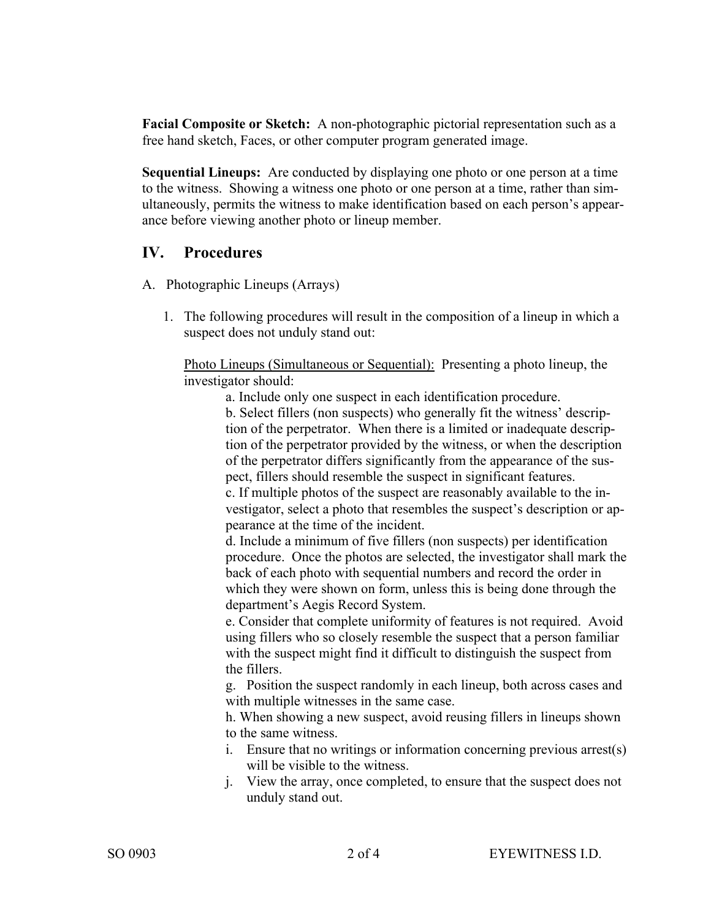**Facial Composite or Sketch:** A non-photographic pictorial representation such as a free hand sketch, Faces, or other computer program generated image.

**Sequential Lineups:** Are conducted by displaying one photo or one person at a time to the witness. Showing a witness one photo or one person at a time, rather than simultaneously, permits the witness to make identification based on each person's appearance before viewing another photo or lineup member.

## IV. Procedures

A. Photographic Lineups (Arrays)

1. The following procedures will result in the composition of a lineup in which a suspect does not unduly stand out:

   Photo Lineups (Simultaneous or Sequential): Presenting a photo lineup, the investigator should:

   a. Include only one suspect in each identification procedure.
   b. Select fillers (non suspects) who generally fit the witness' description of the perpetrator. When there is a limited or inadequate description of the perpetrator provided by the witness, or when the description of the perpetrator differs significantly from the appearance of the suspect, fillers should resemble the suspect in significant features.
   c. If multiple photos of the suspect are reasonably available to the investigator, select a photo that resembles the suspect's description or appearance at the time of the incident.
   d. Include a minimum of five fillers (non suspects) per identification procedure. Once the photos are selected, the investigator shall mark the back of each photo with sequential numbers and record the order in which they were shown on form, unless this is being done through the department's Aegis Record System.
   e. Consider that complete uniformity of features is not required. Avoid using fillers who so closely resemble the suspect that a person familiar with the suspect might find it difficult to distinguish the suspect from the fillers.
   g. Position the suspect randomly in each lineup, both across cases and with multiple witnesses in the same case.
   h. When showing a new suspect, avoid reusing fillers in lineups shown to the same witness.
   i. Ensure that no writings or information concerning previous arrest(s) will be visible to the witness.
   j. View the array, once completed, to ensure that the suspect does not unduly stand out.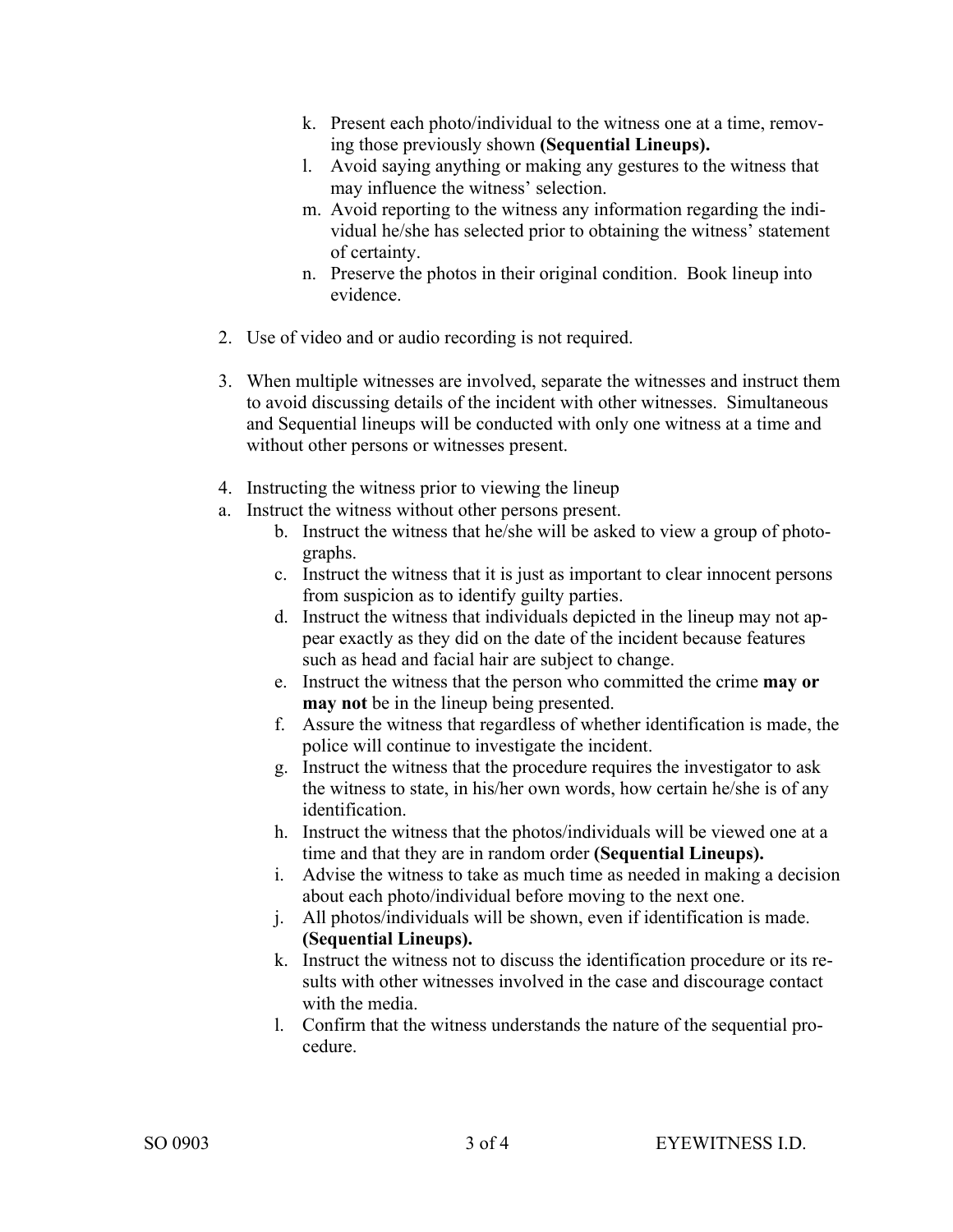k. Present each photo/individual to the witness one at a time, removing those previously shown **(Sequential Lineups).**
l. Avoid saying anything or making any gestures to the witness that may influence the witness' selection.
m. Avoid reporting to the witness any information regarding the individual he/she has selected prior to obtaining the witness' statement of certainty.
n. Preserve the photos in their original condition. Book lineup into evidence.

2. Use of video and or audio recording is not required.

3. When multiple witnesses are involved, separate the witnesses and instruct them to avoid discussing details of the incident with other witnesses. Simultaneous and Sequential lineups will be conducted with only one witness at a time and without other persons or witnesses present.

4. Instructing the witness prior to viewing the lineup

a. Instruct the witness without other persons present.
b. Instruct the witness that he/she will be asked to view a group of photographs.
c. Instruct the witness that it is just as important to clear innocent persons from suspicion as to identify guilty parties.
d. Instruct the witness that individuals depicted in the lineup may not appear exactly as they did on the date of the incident because features such as head and facial hair are subject to change.
e. Instruct the witness that the person who committed the crime **may or may not** be in the lineup being presented.
f. Assure the witness that regardless of whether identification is made, the police will continue to investigate the incident.
g. Instruct the witness that the procedure requires the investigator to ask the witness to state, in his/her own words, how certain he/she is of any identification.
h. Instruct the witness that the photos/individuals will be viewed one at a time and that they are in random order **(Sequential Lineups).**
i. Advise the witness to take as much time as needed in making a decision about each photo/individual before moving to the next one.
j. All photos/individuals will be shown, even if identification is made. **(Sequential Lineups).**
k. Instruct the witness not to discuss the identification procedure or its results with other witnesses involved in the case and discourage contact with the media.
l. Confirm that the witness understands the nature of the sequential procedure.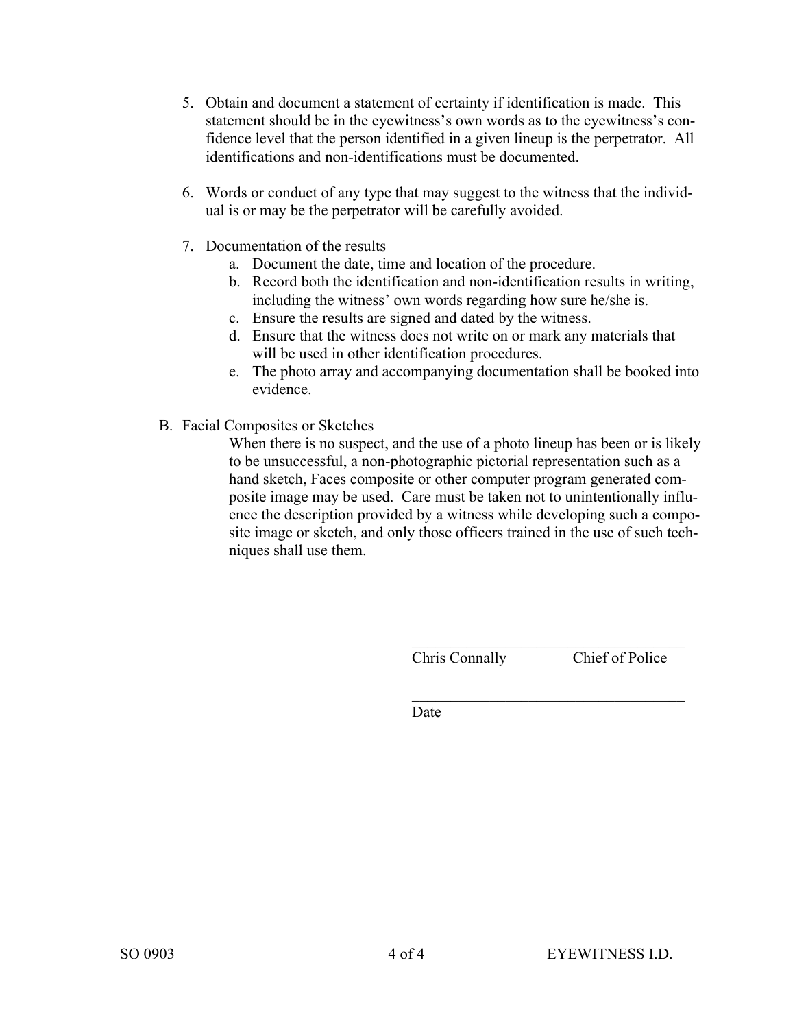5. Obtain and document a statement of certainty if identification is made. This statement should be in the eyewitness's own words as to the eyewitness's confidence level that the person identified in a given lineup is the perpetrator. All identifications and non-identifications must be documented.

6. Words or conduct of any type that may suggest to the witness that the individual is or may be the perpetrator will be carefully avoided.

7. Documentation of the results
   a. Document the date, time and location of the procedure.
   b. Record both the identification and non-identification results in writing, including the witness' own words regarding how sure he/she is.
   c. Ensure the results are signed and dated by the witness.
   d. Ensure that the witness does not write on or mark any materials that will be used in other identification procedures.
   e. The photo array and accompanying documentation shall be booked into evidence.

B. Facial Composites or Sketches

When there is no suspect, and the use of a photo lineup has been or is likely to be unsuccessful, a non-photographic pictorial representation such as a hand sketch, Faces composite or other computer program generated composite image may be used. Care must be taken not to unintentionally influence the description provided by a witness while developing such a composite image or sketch, and only those officers trained in the use of such techniques shall use them.

\_\_\_\_\_\_\_\_\_\_\_\_\_\_\_\_\_\_\_\_\_\_\_\_\_\_\_\_\_\_\_\_\_\_\_\_

Chris Connally Chief of Police

\_\_\_\_\_\_\_\_\_\_\_\_\_\_\_\_\_\_\_\_\_\_\_\_\_\_\_\_\_\_\_\_\_\_\_\_

Date